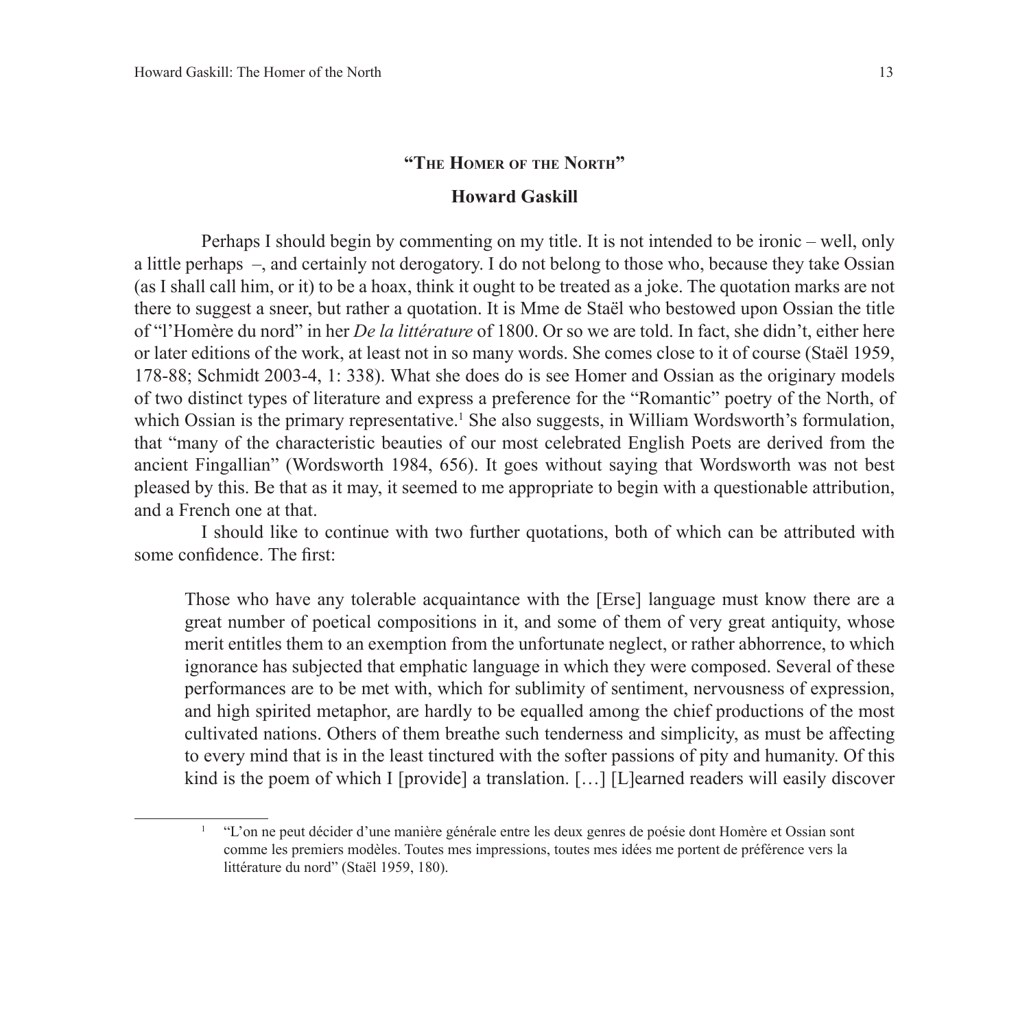# "The Homer of the North"

## Howard Gaskill

Perhaps I should begin by commenting on my title. It is not intended to be ironic – well, only a little perhaps –, and certainly not derogatory. I do not belong to those who, because they take Ossian (as I shall call him, or it) to be a hoax, think it ought to be treated as a joke. The quotation marks are not there to suggest a sneer, but rather a quotation. It is Mme de Staël who bestowed upon Ossian the title of "l'Homère du nord" in her *De la littérature* of 1800. Or so we are told. In fact, she didn't, either here or later editions of the work, at least not in so many words. She comes close to it of course (Staël 1959, 178-88; Schmidt 2003-4, 1: 338). What she does do is see Homer and Ossian as the originary models of two distinct types of literature and express a preference for the "Romantic" poetry of the North, of which Ossian is the primary representative.[1] She also suggests, in William Wordsworth's formulation, that "many of the characteristic beauties of our most celebrated English Poets are derived from the ancient Fingallian" (Wordsworth 1984, 656). It goes without saying that Wordsworth was not best pleased by this. Be that as it may, it seemed to me appropriate to begin with a questionable attribution, and a French one at that.

I should like to continue with two further quotations, both of which can be attributed with some confidence. The first:

> Those who have any tolerable acquaintance with the [Erse] language must know there are a great number of poetical compositions in it, and some of them of very great antiquity, whose merit entitles them to an exemption from the unfortunate neglect, or rather abhorrence, to which ignorance has subjected that emphatic language in which they were composed. Several of these performances are to be met with, which for sublimity of sentiment, nervousness of expression, and high spirited metaphor, are hardly to be equalled among the chief productions of the most cultivated nations. Others of them breathe such tenderness and simplicity, as must be affecting to every mind that is in the least tinctured with the softer passions of pity and humanity. Of this kind is the poem of which I [provide] a translation. […] [L]earned readers will easily discover

[1] "L'on ne peut décider d'une manière générale entre les deux genres de poésie dont Homère et Ossian sont comme les premiers modèles. Toutes mes impressions, toutes mes idées me portent de préférence vers la littérature du nord" (Staël 1959, 180).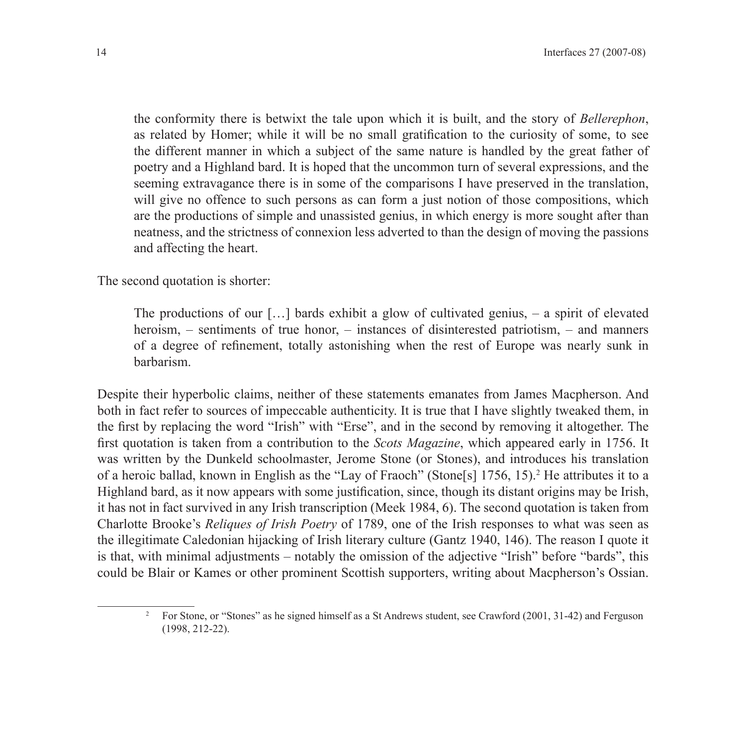> the conformity there is betwixt the tale upon which it is built, and the story of *Bellerephon*, as related by Homer; while it will be no small gratification to the curiosity of some, to see the different manner in which a subject of the same nature is handled by the great father of poetry and a Highland bard. It is hoped that the uncommon turn of several expressions, and the seeming extravagance there is in some of the comparisons I have preserved in the translation, will give no offence to such persons as can form a just notion of those compositions, which are the productions of simple and unassisted genius, in which energy is more sought after than neatness, and the strictness of connexion less adverted to than the design of moving the passions and affecting the heart.

The second quotation is shorter:

> The productions of our […] bards exhibit a glow of cultivated genius, – a spirit of elevated heroism, – sentiments of true honor, – instances of disinterested patriotism, – and manners of a degree of refinement, totally astonishing when the rest of Europe was nearly sunk in barbarism.

Despite their hyperbolic claims, neither of these statements emanates from James Macpherson. And both in fact refer to sources of impeccable authenticity. It is true that I have slightly tweaked them, in the first by replacing the word "Irish" with "Erse", and in the second by removing it altogether. The first quotation is taken from a contribution to the *Scots Magazine*, which appeared early in 1756. It was written by the Dunkeld schoolmaster, Jerome Stone (or Stones), and introduces his translation of a heroic ballad, known in English as the "Lay of Fraoch" (Stone[s] 1756, 15).[2] He attributes it to a Highland bard, as it now appears with some justification, since, though its distant origins may be Irish, it has not in fact survived in any Irish transcription (Meek 1984, 6). The second quotation is taken from Charlotte Brooke's *Reliques of Irish Poetry* of 1789, one of the Irish responses to what was seen as the illegitimate Caledonian hijacking of Irish literary culture (Gantz 1940, 146). The reason I quote it is that, with minimal adjustments – notably the omission of the adjective "Irish" before "bards", this could be Blair or Kames or other prominent Scottish supporters, writing about Macpherson's Ossian.

[2] For Stone, or "Stones" as he signed himself as a St Andrews student, see Crawford (2001, 31-42) and Ferguson (1998, 212-22).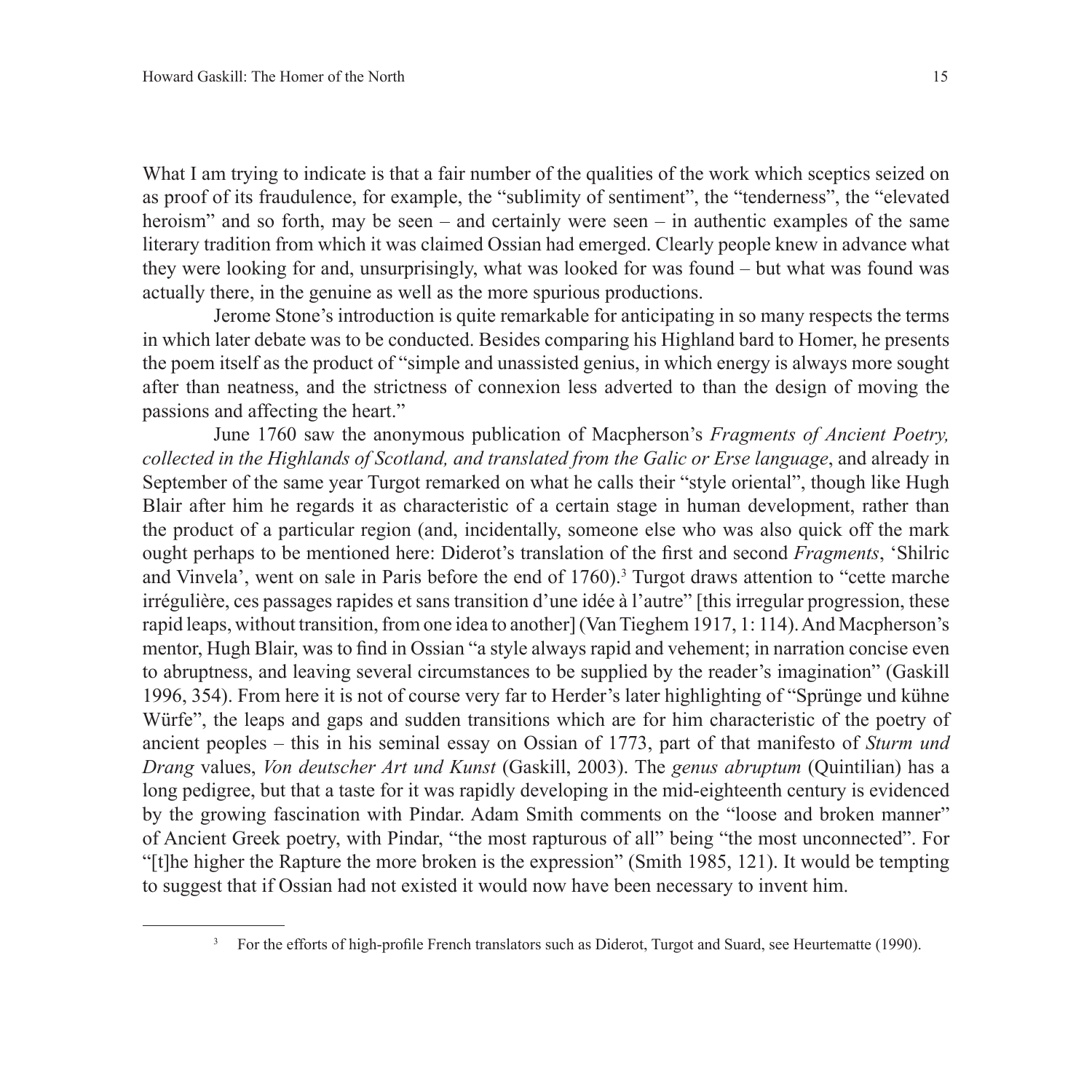What I am trying to indicate is that a fair number of the qualities of the work which sceptics seized on as proof of its fraudulence, for example, the "sublimity of sentiment", the "tenderness", the "elevated heroism" and so forth, may be seen – and certainly were seen – in authentic examples of the same literary tradition from which it was claimed Ossian had emerged. Clearly people knew in advance what they were looking for and, unsurprisingly, what was looked for was found – but what was found was actually there, in the genuine as well as the more spurious productions.

Jerome Stone's introduction is quite remarkable for anticipating in so many respects the terms in which later debate was to be conducted. Besides comparing his Highland bard to Homer, he presents the poem itself as the product of "simple and unassisted genius, in which energy is always more sought after than neatness, and the strictness of connexion less adverted to than the design of moving the passions and affecting the heart."

June 1760 saw the anonymous publication of Macpherson's *Fragments of Ancient Poetry, collected in the Highlands of Scotland, and translated from the Galic or Erse language*, and already in September of the same year Turgot remarked on what he calls their "style oriental", though like Hugh Blair after him he regards it as characteristic of a certain stage in human development, rather than the product of a particular region (and, incidentally, someone else who was also quick off the mark ought perhaps to be mentioned here: Diderot's translation of the first and second *Fragments*, 'Shilric and Vinvela', went on sale in Paris before the end of 1760).[3] Turgot draws attention to "cette marche irrégulière, ces passages rapides et sans transition d'une idée à l'autre" [this irregular progression, these rapid leaps, without transition, from one idea to another] (Van Tieghem 1917, 1: 114). And Macpherson's mentor, Hugh Blair, was to find in Ossian "a style always rapid and vehement; in narration concise even to abruptness, and leaving several circumstances to be supplied by the reader's imagination" (Gaskill 1996, 354). From here it is not of course very far to Herder's later highlighting of "Sprünge und kühne Würfe", the leaps and gaps and sudden transitions which are for him characteristic of the poetry of ancient peoples – this in his seminal essay on Ossian of 1773, part of that manifesto of *Sturm und Drang* values, *Von deutscher Art und Kunst* (Gaskill, 2003). The *genus abruptum* (Quintilian) has a long pedigree, but that a taste for it was rapidly developing in the mid-eighteenth century is evidenced by the growing fascination with Pindar. Adam Smith comments on the "loose and broken manner" of Ancient Greek poetry, with Pindar, "the most rapturous of all" being "the most unconnected". For "[t]he higher the Rapture the more broken is the expression" (Smith 1985, 121). It would be tempting to suggest that if Ossian had not existed it would now have been necessary to invent him.

[3] For the efforts of high-profile French translators such as Diderot, Turgot and Suard, see Heurtematte (1990).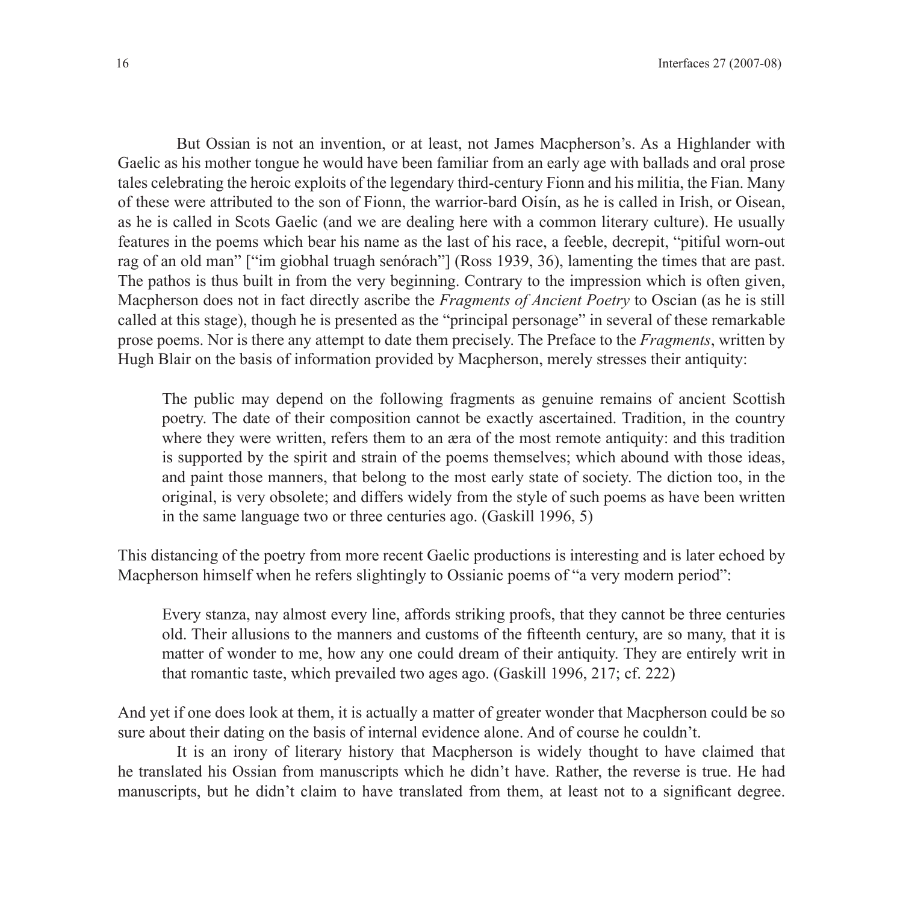But Ossian is not an invention, or at least, not James Macpherson's. As a Highlander with Gaelic as his mother tongue he would have been familiar from an early age with ballads and oral prose tales celebrating the heroic exploits of the legendary third-century Fionn and his militia, the Fian. Many of these were attributed to the son of Fionn, the warrior-bard Oisín, as he is called in Irish, or Oisean, as he is called in Scots Gaelic (and we are dealing here with a common literary culture). He usually features in the poems which bear his name as the last of his race, a feeble, decrepit, "pitiful worn-out rag of an old man" ["im giobhal truagh senórach"] (Ross 1939, 36), lamenting the times that are past. The pathos is thus built in from the very beginning. Contrary to the impression which is often given, Macpherson does not in fact directly ascribe the *Fragments of Ancient Poetry* to Oscian (as he is still called at this stage), though he is presented as the "principal personage" in several of these remarkable prose poems. Nor is there any attempt to date them precisely. The Preface to the *Fragments*, written by Hugh Blair on the basis of information provided by Macpherson, merely stresses their antiquity:

> The public may depend on the following fragments as genuine remains of ancient Scottish poetry. The date of their composition cannot be exactly ascertained. Tradition, in the country where they were written, refers them to an æra of the most remote antiquity: and this tradition is supported by the spirit and strain of the poems themselves; which abound with those ideas, and paint those manners, that belong to the most early state of society. The diction too, in the original, is very obsolete; and differs widely from the style of such poems as have been written in the same language two or three centuries ago. (Gaskill 1996, 5)

This distancing of the poetry from more recent Gaelic productions is interesting and is later echoed by Macpherson himself when he refers slightingly to Ossianic poems of "a very modern period":

> Every stanza, nay almost every line, affords striking proofs, that they cannot be three centuries old. Their allusions to the manners and customs of the fifteenth century, are so many, that it is matter of wonder to me, how any one could dream of their antiquity. They are entirely writ in that romantic taste, which prevailed two ages ago. (Gaskill 1996, 217; cf. 222)

And yet if one does look at them, it is actually a matter of greater wonder that Macpherson could be so sure about their dating on the basis of internal evidence alone. And of course he couldn't.

It is an irony of literary history that Macpherson is widely thought to have claimed that he translated his Ossian from manuscripts which he didn't have. Rather, the reverse is true. He had manuscripts, but he didn't claim to have translated from them, at least not to a significant degree.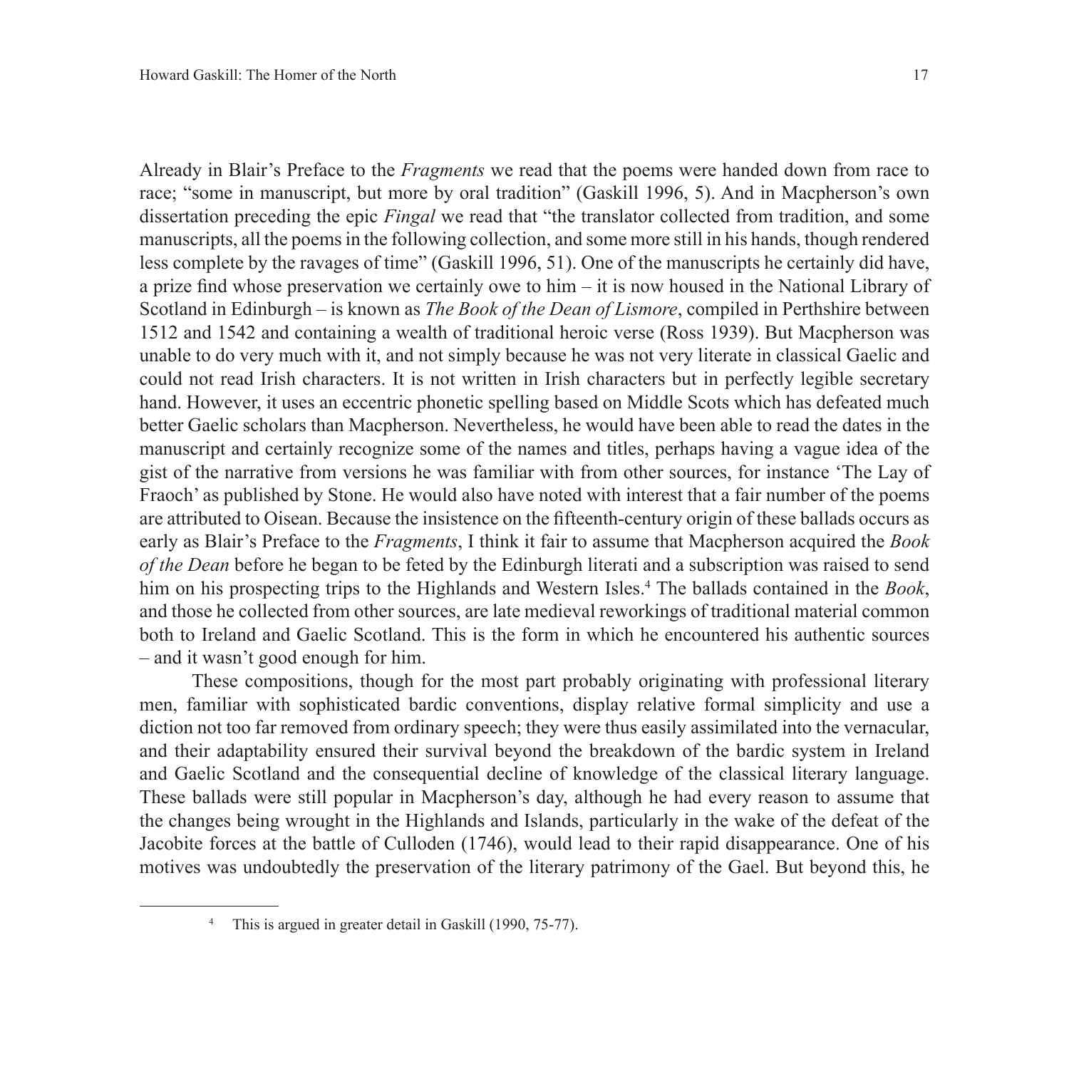Already in Blair's Preface to the *Fragments* we read that the poems were handed down from race to race; "some in manuscript, but more by oral tradition" (Gaskill 1996, 5). And in Macpherson's own dissertation preceding the epic *Fingal* we read that "the translator collected from tradition, and some manuscripts, all the poems in the following collection, and some more still in his hands, though rendered less complete by the ravages of time" (Gaskill 1996, 51). One of the manuscripts he certainly did have, a prize find whose preservation we certainly owe to him – it is now housed in the National Library of Scotland in Edinburgh – is known as *The Book of the Dean of Lismore*, compiled in Perthshire between 1512 and 1542 and containing a wealth of traditional heroic verse (Ross 1939). But Macpherson was unable to do very much with it, and not simply because he was not very literate in classical Gaelic and could not read Irish characters. It is not written in Irish characters but in perfectly legible secretary hand. However, it uses an eccentric phonetic spelling based on Middle Scots which has defeated much better Gaelic scholars than Macpherson. Nevertheless, he would have been able to read the dates in the manuscript and certainly recognize some of the names and titles, perhaps having a vague idea of the gist of the narrative from versions he was familiar with from other sources, for instance 'The Lay of Fraoch' as published by Stone. He would also have noted with interest that a fair number of the poems are attributed to Oisean. Because the insistence on the fifteenth-century origin of these ballads occurs as early as Blair's Preface to the *Fragments*, I think it fair to assume that Macpherson acquired the *Book of the Dean* before he began to be feted by the Edinburgh literati and a subscription was raised to send him on his prospecting trips to the Highlands and Western Isles.[4] The ballads contained in the *Book*, and those he collected from other sources, are late medieval reworkings of traditional material common both to Ireland and Gaelic Scotland. This is the form in which he encountered his authentic sources – and it wasn't good enough for him.

These compositions, though for the most part probably originating with professional literary men, familiar with sophisticated bardic conventions, display relative formal simplicity and use a diction not too far removed from ordinary speech; they were thus easily assimilated into the vernacular, and their adaptability ensured their survival beyond the breakdown of the bardic system in Ireland and Gaelic Scotland and the consequential decline of knowledge of the classical literary language. These ballads were still popular in Macpherson's day, although he had every reason to assume that the changes being wrought in the Highlands and Islands, particularly in the wake of the defeat of the Jacobite forces at the battle of Culloden (1746), would lead to their rapid disappearance. One of his motives was undoubtedly the preservation of the literary patrimony of the Gael. But beyond this, he

[4] This is argued in greater detail in Gaskill (1990, 75-77).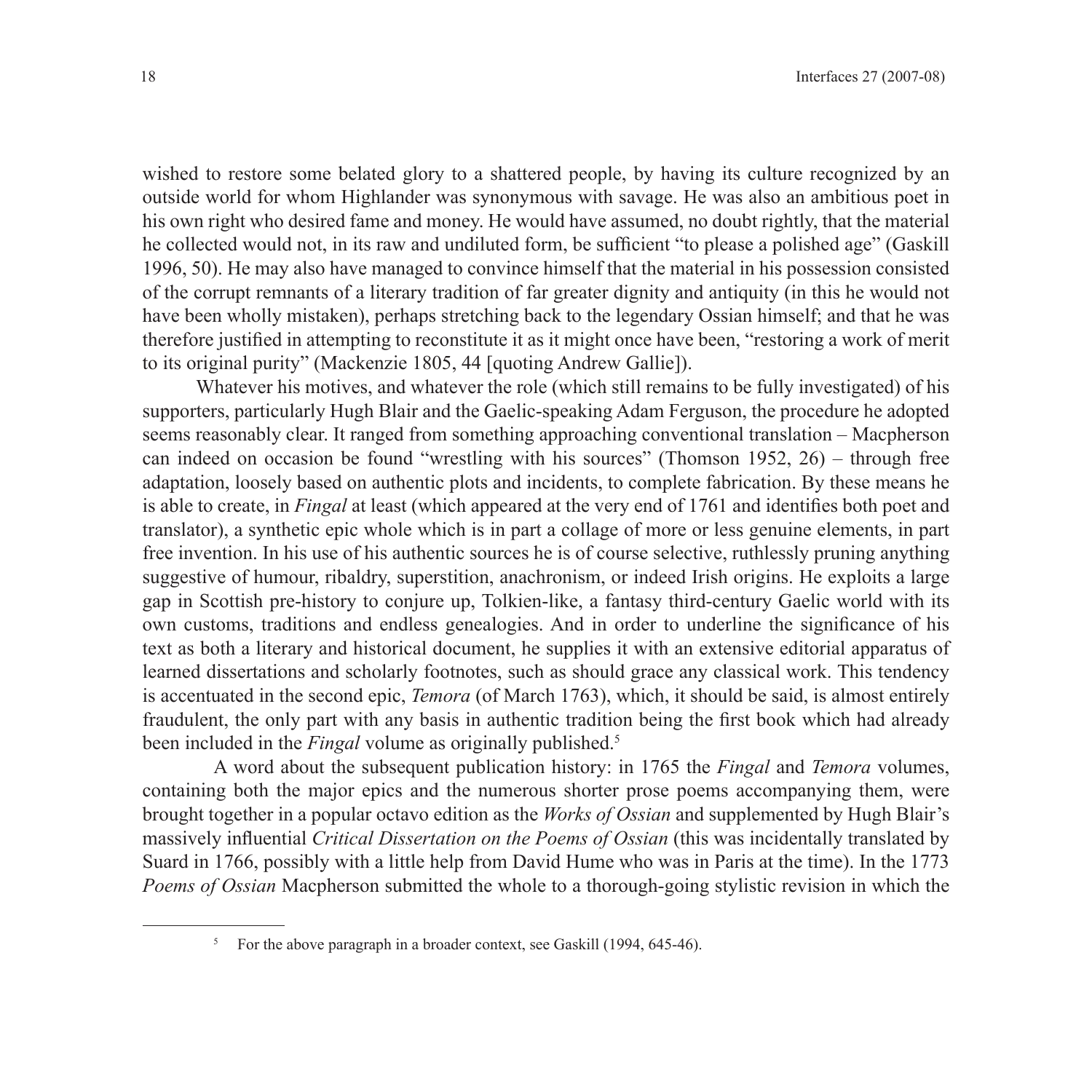wished to restore some belated glory to a shattered people, by having its culture recognized by an outside world for whom Highlander was synonymous with savage. He was also an ambitious poet in his own right who desired fame and money. He would have assumed, no doubt rightly, that the material he collected would not, in its raw and undiluted form, be sufficient "to please a polished age" (Gaskill 1996, 50). He may also have managed to convince himself that the material in his possession consisted of the corrupt remnants of a literary tradition of far greater dignity and antiquity (in this he would not have been wholly mistaken), perhaps stretching back to the legendary Ossian himself; and that he was therefore justified in attempting to reconstitute it as it might once have been, "restoring a work of merit to its original purity" (Mackenzie 1805, 44 [quoting Andrew Gallie]).

Whatever his motives, and whatever the role (which still remains to be fully investigated) of his supporters, particularly Hugh Blair and the Gaelic-speaking Adam Ferguson, the procedure he adopted seems reasonably clear. It ranged from something approaching conventional translation – Macpherson can indeed on occasion be found "wrestling with his sources" (Thomson 1952, 26) – through free adaptation, loosely based on authentic plots and incidents, to complete fabrication. By these means he is able to create, in *Fingal* at least (which appeared at the very end of 1761 and identifies both poet and translator), a synthetic epic whole which is in part a collage of more or less genuine elements, in part free invention. In his use of his authentic sources he is of course selective, ruthlessly pruning anything suggestive of humour, ribaldry, superstition, anachronism, or indeed Irish origins. He exploits a large gap in Scottish pre-history to conjure up, Tolkien-like, a fantasy third-century Gaelic world with its own customs, traditions and endless genealogies. And in order to underline the significance of his text as both a literary and historical document, he supplies it with an extensive editorial apparatus of learned dissertations and scholarly footnotes, such as should grace any classical work. This tendency is accentuated in the second epic, *Temora* (of March 1763), which, it should be said, is almost entirely fraudulent, the only part with any basis in authentic tradition being the first book which had already been included in the *Fingal* volume as originally published.[5]

A word about the subsequent publication history: in 1765 the *Fingal* and *Temora* volumes, containing both the major epics and the numerous shorter prose poems accompanying them, were brought together in a popular octavo edition as the *Works of Ossian* and supplemented by Hugh Blair's massively influential *Critical Dissertation on the Poems of Ossian* (this was incidentally translated by Suard in 1766, possibly with a little help from David Hume who was in Paris at the time). In the 1773 *Poems of Ossian* Macpherson submitted the whole to a thorough-going stylistic revision in which the

[5] For the above paragraph in a broader context, see Gaskill (1994, 645-46).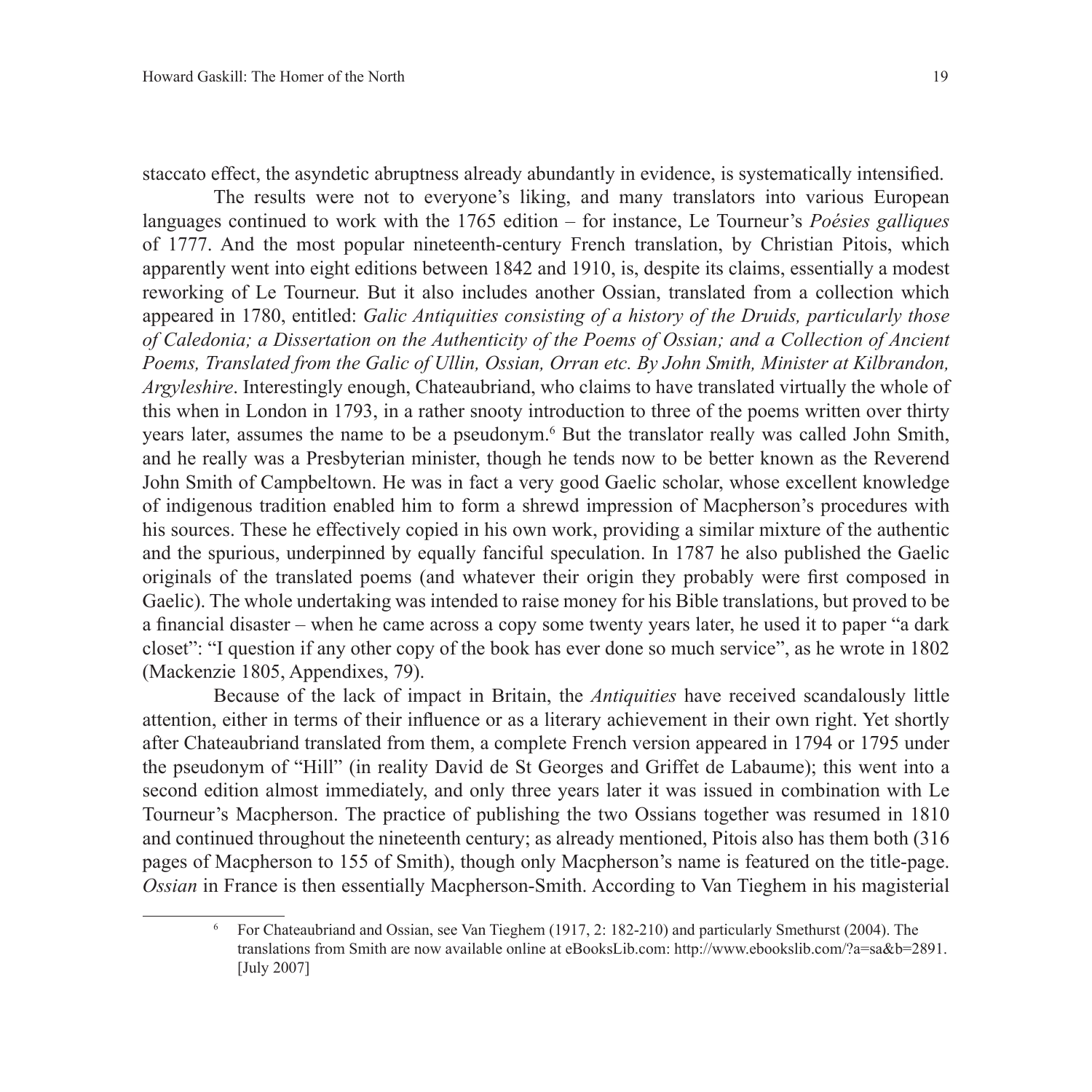staccato effect, the asyndetic abruptness already abundantly in evidence, is systematically intensified.

The results were not to everyone's liking, and many translators into various European languages continued to work with the 1765 edition – for instance, Le Tourneur's *Poésies galliques* of 1777. And the most popular nineteenth-century French translation, by Christian Pitois, which apparently went into eight editions between 1842 and 1910, is, despite its claims, essentially a modest reworking of Le Tourneur. But it also includes another Ossian, translated from a collection which appeared in 1780, entitled: *Galic Antiquities consisting of a history of the Druids, particularly those of Caledonia; a Dissertation on the Authenticity of the Poems of Ossian; and a Collection of Ancient Poems, Translated from the Galic of Ullin, Ossian, Orran etc. By John Smith, Minister at Kilbrandon, Argyleshire*. Interestingly enough, Chateaubriand, who claims to have translated virtually the whole of this when in London in 1793, in a rather snooty introduction to three of the poems written over thirty years later, assumes the name to be a pseudonym.[6] But the translator really was called John Smith, and he really was a Presbyterian minister, though he tends now to be better known as the Reverend John Smith of Campbeltown. He was in fact a very good Gaelic scholar, whose excellent knowledge of indigenous tradition enabled him to form a shrewd impression of Macpherson's procedures with his sources. These he effectively copied in his own work, providing a similar mixture of the authentic and the spurious, underpinned by equally fanciful speculation. In 1787 he also published the Gaelic originals of the translated poems (and whatever their origin they probably were first composed in Gaelic). The whole undertaking was intended to raise money for his Bible translations, but proved to be a financial disaster – when he came across a copy some twenty years later, he used it to paper "a dark closet": "I question if any other copy of the book has ever done so much service", as he wrote in 1802 (Mackenzie 1805, Appendixes, 79).

Because of the lack of impact in Britain, the *Antiquities* have received scandalously little attention, either in terms of their influence or as a literary achievement in their own right. Yet shortly after Chateaubriand translated from them, a complete French version appeared in 1794 or 1795 under the pseudonym of "Hill" (in reality David de St Georges and Griffet de Labaume); this went into a second edition almost immediately, and only three years later it was issued in combination with Le Tourneur's Macpherson. The practice of publishing the two Ossians together was resumed in 1810 and continued throughout the nineteenth century; as already mentioned, Pitois also has them both (316 pages of Macpherson to 155 of Smith), though only Macpherson's name is featured on the title-page. *Ossian* in France is then essentially Macpherson-Smith. According to Van Tieghem in his magisterial

[6] For Chateaubriand and Ossian, see Van Tieghem (1917, 2: 182-210) and particularly Smethurst (2004). The translations from Smith are now available online at eBooksLib.com: http://www.ebookslib.com/?a=sa&b=2891. [July 2007]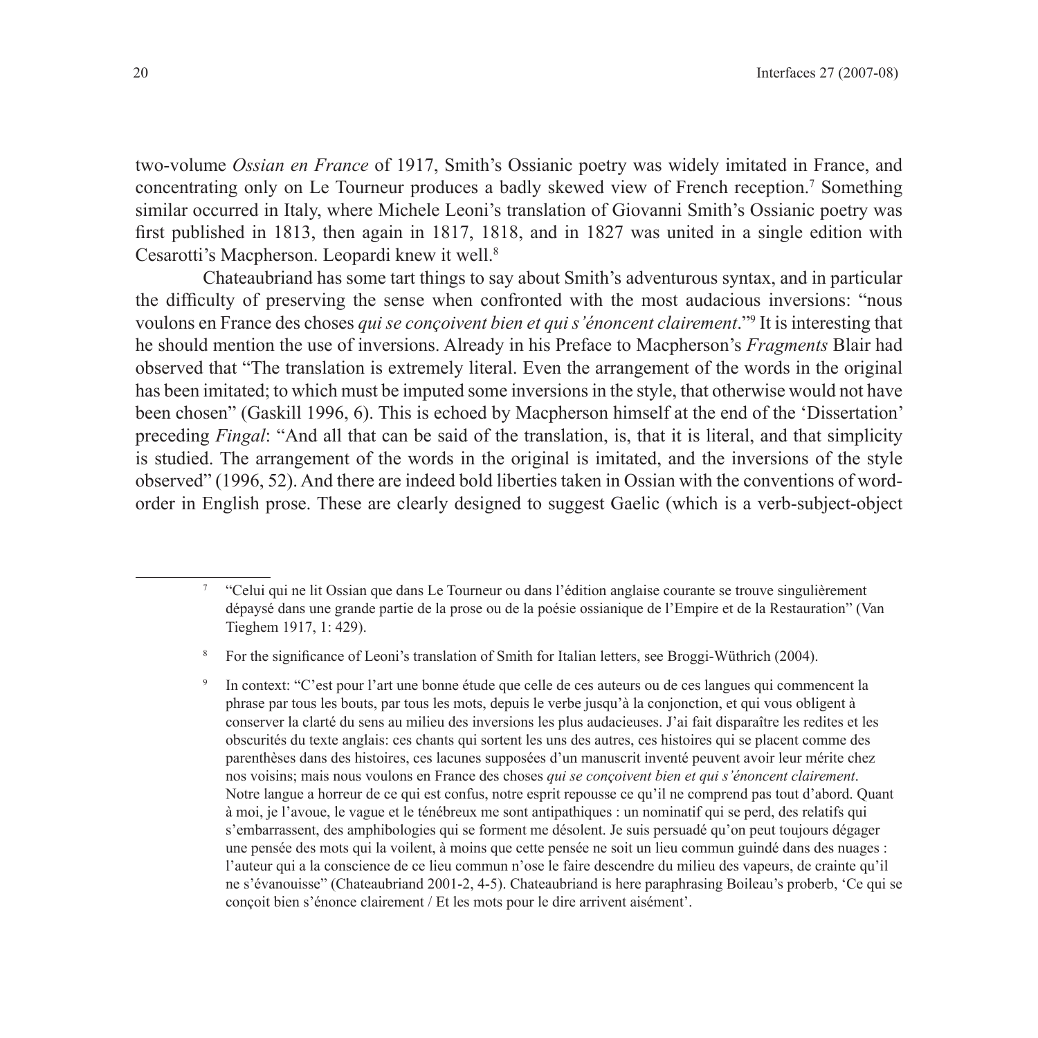two-volume *Ossian en France* of 1917, Smith's Ossianic poetry was widely imitated in France, and concentrating only on Le Tourneur produces a badly skewed view of French reception.[7] Something similar occurred in Italy, where Michele Leoni's translation of Giovanni Smith's Ossianic poetry was first published in 1813, then again in 1817, 1818, and in 1827 was united in a single edition with Cesarotti's Macpherson. Leopardi knew it well.[8]

Chateaubriand has some tart things to say about Smith's adventurous syntax, and in particular the difficulty of preserving the sense when confronted with the most audacious inversions: "nous voulons en France des choses *qui se conçoivent bien et qui s'énoncent clairement*."[9] It is interesting that he should mention the use of inversions. Already in his Preface to Macpherson's *Fragments* Blair had observed that "The translation is extremely literal. Even the arrangement of the words in the original has been imitated; to which must be imputed some inversions in the style, that otherwise would not have been chosen" (Gaskill 1996, 6). This is echoed by Macpherson himself at the end of the 'Dissertation' preceding *Fingal*: "And all that can be said of the translation, is, that it is literal, and that simplicity is studied. The arrangement of the words in the original is imitated, and the inversions of the style observed" (1996, 52). And there are indeed bold liberties taken in Ossian with the conventions of word-order in English prose. These are clearly designed to suggest Gaelic (which is a verb-subject-object

---

[7] "Celui qui ne lit Ossian que dans Le Tourneur ou dans l'édition anglaise courante se trouve singulièrement dépaysé dans une grande partie de la prose ou de la poésie ossianique de l'Empire et de la Restauration" (Van Tieghem 1917, 1: 429).

[8] For the significance of Leoni's translation of Smith for Italian letters, see Broggi-Wüthrich (2004).

[9] In context: "C'est pour l'art une bonne étude que celle de ces auteurs ou de ces langues qui commencent la phrase par tous les bouts, par tous les mots, depuis le verbe jusqu'à la conjonction, et qui vous obligent à conserver la clarté du sens au milieu des inversions les plus audacieuses. J'ai fait disparaître les redites et les obscurités du texte anglais: ces chants qui sortent les uns des autres, ces histoires qui se placent comme des parenthèses dans des histoires, ces lacunes supposées d'un manuscrit inventé peuvent avoir leur mérite chez nos voisins; mais nous voulons en France des choses *qui se conçoivent bien et qui s'énoncent clairement*. Notre langue a horreur de ce qui est confus, notre esprit repousse ce qu'il ne comprend pas tout d'abord. Quant à moi, je l'avoue, le vague et le ténébreux me sont antipathiques : un nominatif qui se perd, des relatifs qui s'embarrassent, des amphibologies qui se forment me désolent. Je suis persuadé qu'on peut toujours dégager une pensée des mots qui la voilent, à moins que cette pensée ne soit un lieu commun guindé dans des nuages : l'auteur qui a la conscience de ce lieu commun n'ose le faire descendre du milieu des vapeurs, de crainte qu'il ne s'évanouisse" (Chateaubriand 2001-2, 4-5). Chateaubriand is here paraphrasing Boileau's proberb, 'Ce qui se conçoit bien s'énonce clairement / Et les mots pour le dire arrivent aisément'.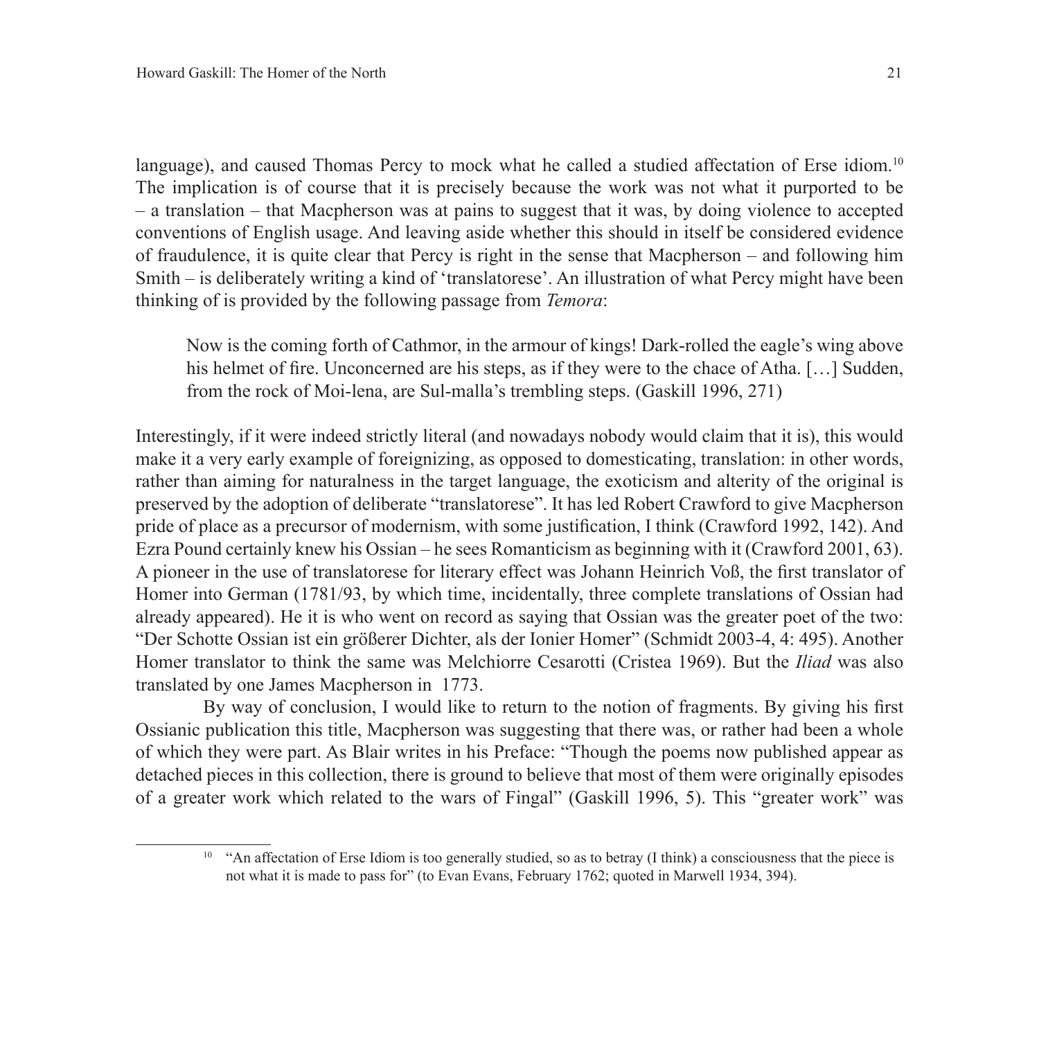language), and caused Thomas Percy to mock what he called a studied affectation of Erse idiom.[10] The implication is of course that it is precisely because the work was not what it purported to be – a translation – that Macpherson was at pains to suggest that it was, by doing violence to accepted conventions of English usage. And leaving aside whether this should in itself be considered evidence of fraudulence, it is quite clear that Percy is right in the sense that Macpherson – and following him Smith – is deliberately writing a kind of 'translatorese'. An illustration of what Percy might have been thinking of is provided by the following passage from *Temora*:

> Now is the coming forth of Cathmor, in the armour of kings! Dark-rolled the eagle's wing above his helmet of fire. Unconcerned are his steps, as if they were to the chace of Atha. […] Sudden, from the rock of Moi-lena, are Sul-malla's trembling steps. (Gaskill 1996, 271)

Interestingly, if it were indeed strictly literal (and nowadays nobody would claim that it is), this would make it a very early example of foreignizing, as opposed to domesticating, translation: in other words, rather than aiming for naturalness in the target language, the exoticism and alterity of the original is preserved by the adoption of deliberate "translatorese". It has led Robert Crawford to give Macpherson pride of place as a precursor of modernism, with some justification, I think (Crawford 1992, 142). And Ezra Pound certainly knew his Ossian – he sees Romanticism as beginning with it (Crawford 2001, 63). A pioneer in the use of translatorese for literary effect was Johann Heinrich Voß, the first translator of Homer into German (1781/93, by which time, incidentally, three complete translations of Ossian had already appeared). He it is who went on record as saying that Ossian was the greater poet of the two: "Der Schotte Ossian ist ein größerer Dichter, als der Ionier Homer" (Schmidt 2003-4, 4: 495). Another Homer translator to think the same was Melchiorre Cesarotti (Cristea 1969). But the *Iliad* was also translated by one James Macpherson in 1773.

By way of conclusion, I would like to return to the notion of fragments. By giving his first Ossianic publication this title, Macpherson was suggesting that there was, or rather had been a whole of which they were part. As Blair writes in his Preface: "Though the poems now published appear as detached pieces in this collection, there is ground to believe that most of them were originally episodes of a greater work which related to the wars of Fingal" (Gaskill 1996, 5). This "greater work" was

[10] "An affectation of Erse Idiom is too generally studied, so as to betray (I think) a consciousness that the piece is not what it is made to pass for" (to Evan Evans, February 1762; quoted in Marwell 1934, 394).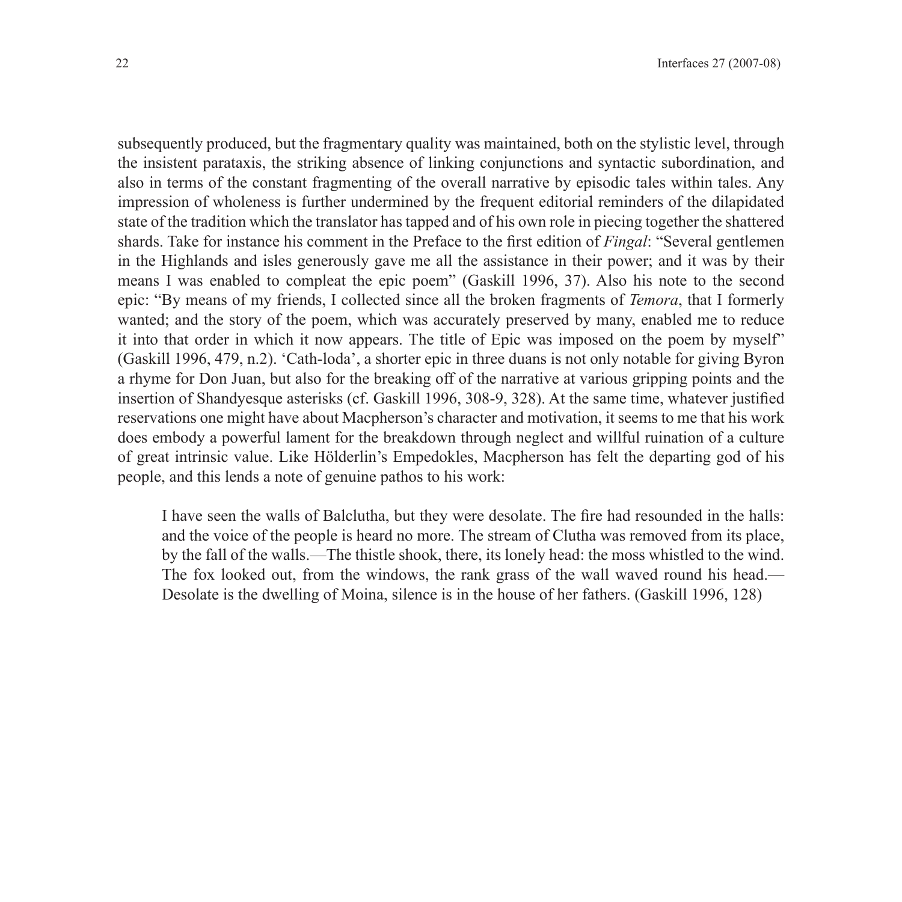subsequently produced, but the fragmentary quality was maintained, both on the stylistic level, through the insistent parataxis, the striking absence of linking conjunctions and syntactic subordination, and also in terms of the constant fragmenting of the overall narrative by episodic tales within tales. Any impression of wholeness is further undermined by the frequent editorial reminders of the dilapidated state of the tradition which the translator has tapped and of his own role in piecing together the shattered shards. Take for instance his comment in the Preface to the first edition of *Fingal*: "Several gentlemen in the Highlands and isles generously gave me all the assistance in their power; and it was by their means I was enabled to compleat the epic poem" (Gaskill 1996, 37). Also his note to the second epic: "By means of my friends, I collected since all the broken fragments of *Temora*, that I formerly wanted; and the story of the poem, which was accurately preserved by many, enabled me to reduce it into that order in which it now appears. The title of Epic was imposed on the poem by myself" (Gaskill 1996, 479, n.2). 'Cath-loda', a shorter epic in three duans is not only notable for giving Byron a rhyme for Don Juan, but also for the breaking off of the narrative at various gripping points and the insertion of Shandyesque asterisks (cf. Gaskill 1996, 308-9, 328). At the same time, whatever justified reservations one might have about Macpherson's character and motivation, it seems to me that his work does embody a powerful lament for the breakdown through neglect and willful ruination of a culture of great intrinsic value. Like Hölderlin's Empedokles, Macpherson has felt the departing god of his people, and this lends a note of genuine pathos to his work:

> I have seen the walls of Balclutha, but they were desolate. The fire had resounded in the halls: and the voice of the people is heard no more. The stream of Clutha was removed from its place, by the fall of the walls.—The thistle shook, there, its lonely head: the moss whistled to the wind. The fox looked out, from the windows, the rank grass of the wall waved round his head.—Desolate is the dwelling of Moina, silence is in the house of her fathers. (Gaskill 1996, 128)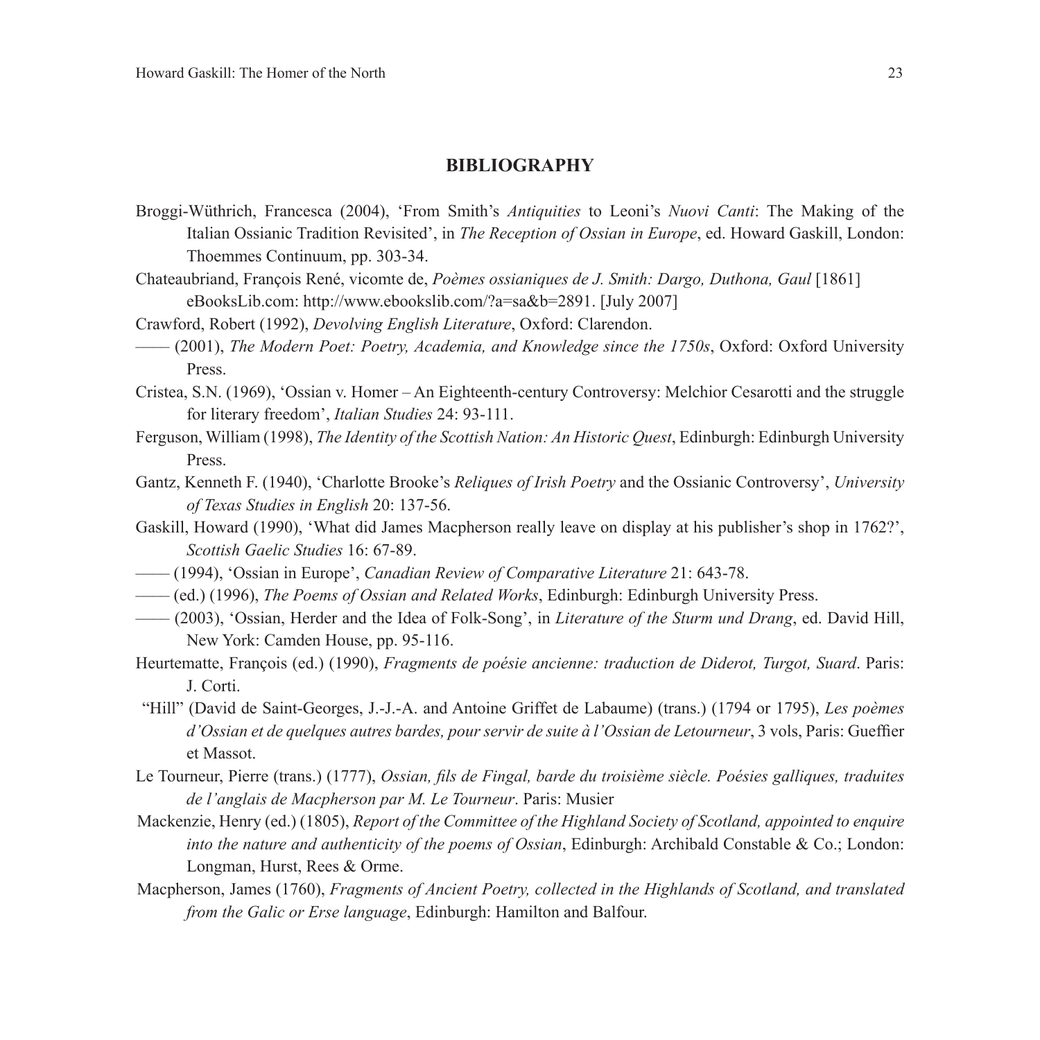## BIBLIOGRAPHY

Broggi-Wüthrich, Francesca (2004), 'From Smith's *Antiquities* to Leoni's *Nuovi Canti*: The Making of the Italian Ossianic Tradition Revisited', in *The Reception of Ossian in Europe*, ed. Howard Gaskill, London: Thoemmes Continuum, pp. 303-34.

Chateaubriand, François René, vicomte de, *Poèmes ossianiques de J. Smith: Dargo, Duthona, Gaul* [1861] eBooksLib.com: http://www.ebookslib.com/?a=sa&b=2891. [July 2007]

Crawford, Robert (1992), *Devolving English Literature*, Oxford: Clarendon.

—— (2001), *The Modern Poet: Poetry, Academia, and Knowledge since the 1750s*, Oxford: Oxford University Press.

Cristea, S.N. (1969), 'Ossian v. Homer – An Eighteenth-century Controversy: Melchior Cesarotti and the struggle for literary freedom', *Italian Studies* 24: 93-111.

Ferguson, William (1998), *The Identity of the Scottish Nation: An Historic Quest*, Edinburgh: Edinburgh University Press.

Gantz, Kenneth F. (1940), 'Charlotte Brooke's *Reliques of Irish Poetry* and the Ossianic Controversy', *University of Texas Studies in English* 20: 137-56.

Gaskill, Howard (1990), 'What did James Macpherson really leave on display at his publisher's shop in 1762?', *Scottish Gaelic Studies* 16: 67-89.

—— (1994), 'Ossian in Europe', *Canadian Review of Comparative Literature* 21: 643-78.

—— (ed.) (1996), *The Poems of Ossian and Related Works*, Edinburgh: Edinburgh University Press.

—— (2003), 'Ossian, Herder and the Idea of Folk-Song', in *Literature of the Sturm und Drang*, ed. David Hill, New York: Camden House, pp. 95-116.

Heurtematte, François (ed.) (1990), *Fragments de poésie ancienne: traduction de Diderot, Turgot, Suard*. Paris: J. Corti.

"Hill" (David de Saint-Georges, J.-J.-A. and Antoine Griffet de Labaume) (trans.) (1794 or 1795), *Les poèmes d'Ossian et de quelques autres bardes, pour servir de suite à l'Ossian de Letourneur*, 3 vols, Paris: Gueffier et Massot.

Le Tourneur, Pierre (trans.) (1777), *Ossian, fils de Fingal, barde du troisième siècle. Poésies galliques, traduites de l'anglais de Macpherson par M. Le Tourneur*. Paris: Musier

Mackenzie, Henry (ed.) (1805), *Report of the Committee of the Highland Society of Scotland, appointed to enquire into the nature and authenticity of the poems of Ossian*, Edinburgh: Archibald Constable & Co.; London: Longman, Hurst, Rees & Orme.

Macpherson, James (1760), *Fragments of Ancient Poetry, collected in the Highlands of Scotland, and translated from the Galic or Erse language*, Edinburgh: Hamilton and Balfour.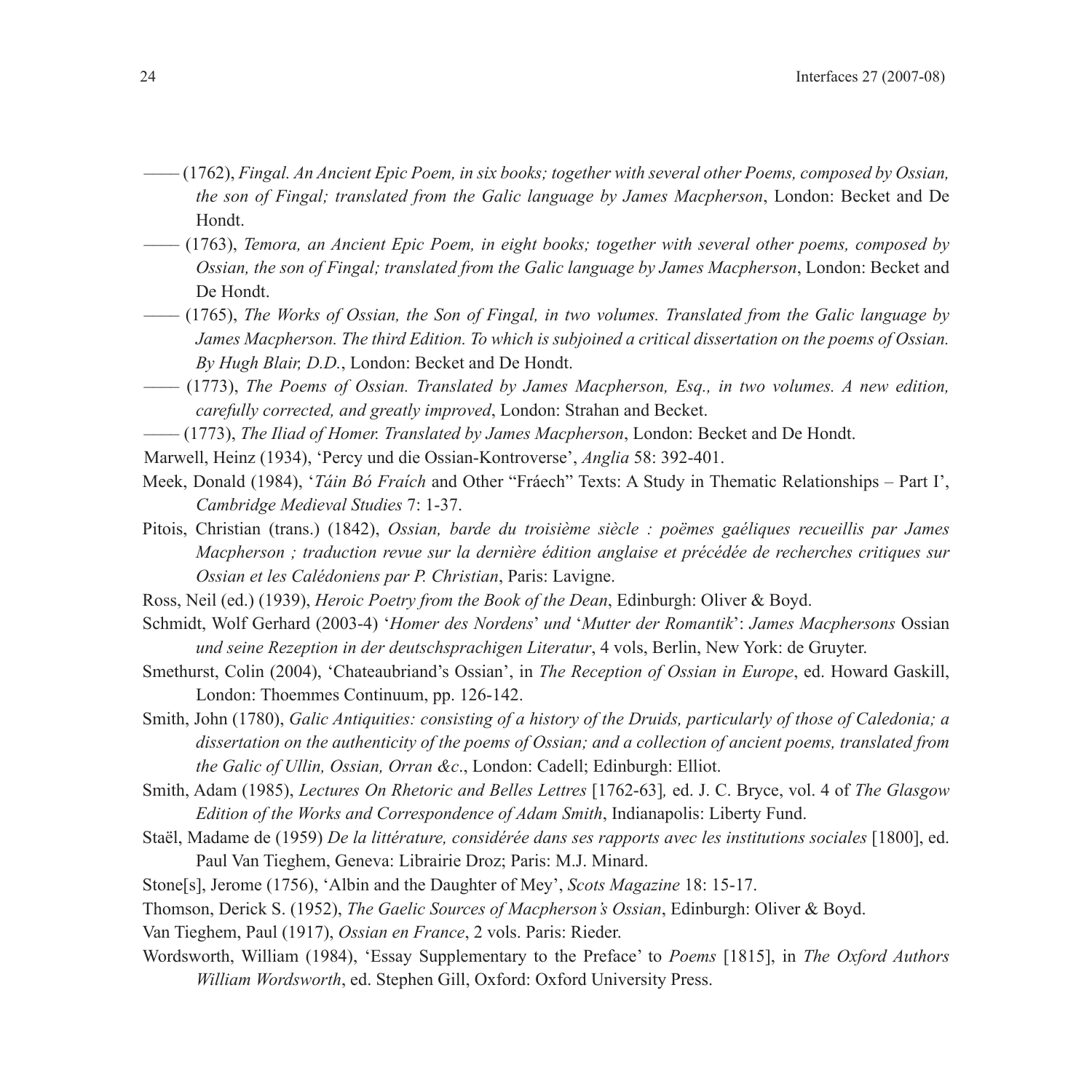—— (1762), *Fingal. An Ancient Epic Poem, in six books; together with several other Poems, composed by Ossian, the son of Fingal; translated from the Galic language by James Macpherson*, London: Becket and De Hondt.

—— (1763), *Temora, an Ancient Epic Poem, in eight books; together with several other poems, composed by Ossian, the son of Fingal; translated from the Galic language by James Macpherson*, London: Becket and De Hondt.

—— (1765), *The Works of Ossian, the Son of Fingal, in two volumes. Translated from the Galic language by James Macpherson. The third Edition. To which is subjoined a critical dissertation on the poems of Ossian. By Hugh Blair, D.D.*, London: Becket and De Hondt.

—— (1773), *The Poems of Ossian. Translated by James Macpherson, Esq., in two volumes. A new edition, carefully corrected, and greatly improved*, London: Strahan and Becket.

—— (1773), *The Iliad of Homer. Translated by James Macpherson*, London: Becket and De Hondt.

Marwell, Heinz (1934), 'Percy und die Ossian-Kontroverse', *Anglia* 58: 392-401.

Meek, Donald (1984), '*Táin Bó Fraích* and Other "Fráech" Texts: A Study in Thematic Relationships – Part I', *Cambridge Medieval Studies* 7: 1-37.

Pitois, Christian (trans.) (1842), *Ossian, barde du troisième siècle : poëmes gaéliques recueillis par James Macpherson ; traduction revue sur la dernière édition anglaise et précédée de recherches critiques sur Ossian et les Calédoniens par P. Christian*, Paris: Lavigne.

Ross, Neil (ed.) (1939), *Heroic Poetry from the Book of the Dean*, Edinburgh: Oliver & Boyd.

Schmidt, Wolf Gerhard (2003-4) '*Homer des Nordens*' *und* '*Mutter der Romantik*': *James Macphersons* Ossian *und seine Rezeption in der deutschsprachigen Literatur*, 4 vols, Berlin, New York: de Gruyter.

Smethurst, Colin (2004), 'Chateaubriand's Ossian', in *The Reception of Ossian in Europe*, ed. Howard Gaskill, London: Thoemmes Continuum, pp. 126-142.

Smith, John (1780), *Galic Antiquities: consisting of a history of the Druids, particularly of those of Caledonia; a dissertation on the authenticity of the poems of Ossian; and a collection of ancient poems, translated from the Galic of Ullin, Ossian, Orran &c*., London: Cadell; Edinburgh: Elliot.

Smith, Adam (1985), *Lectures On Rhetoric and Belles Lettres* [1762-63], ed. J. C. Bryce, vol. 4 of *The Glasgow Edition of the Works and Correspondence of Adam Smith*, Indianapolis: Liberty Fund.

Staël, Madame de (1959) *De la littérature, considérée dans ses rapports avec les institutions sociales* [1800], ed. Paul Van Tieghem, Geneva: Librairie Droz; Paris: M.J. Minard.

Stone[s], Jerome (1756), 'Albin and the Daughter of Mey', *Scots Magazine* 18: 15-17.

Thomson, Derick S. (1952), *The Gaelic Sources of Macpherson's Ossian*, Edinburgh: Oliver & Boyd.

Van Tieghem, Paul (1917), *Ossian en France*, 2 vols. Paris: Rieder.

Wordsworth, William (1984), 'Essay Supplementary to the Preface' to *Poems* [1815], in *The Oxford Authors William Wordsworth*, ed. Stephen Gill, Oxford: Oxford University Press.